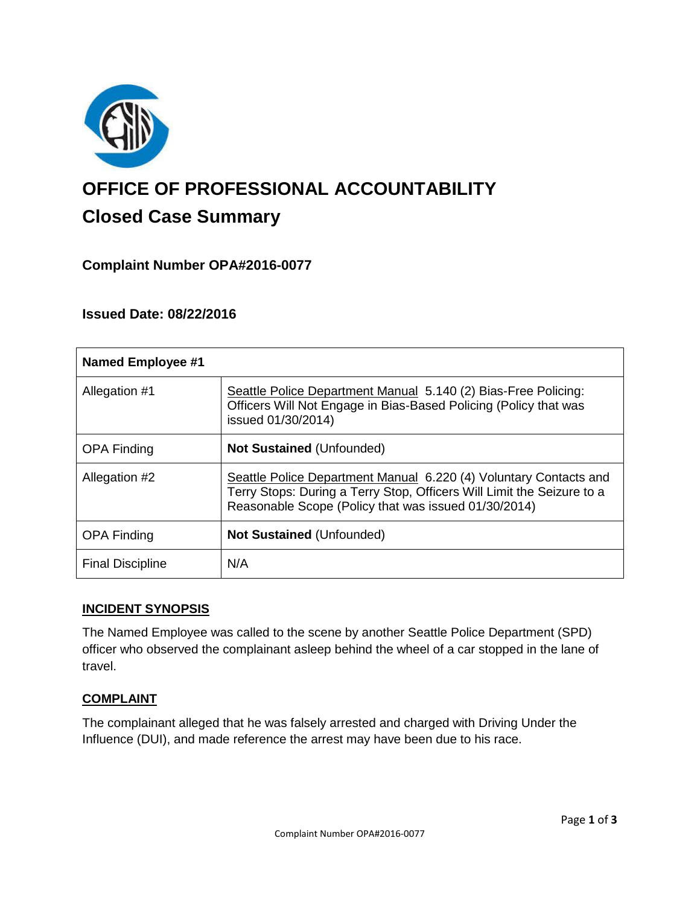# OFFICE OF PROFESSIONAL ACCOUNTABILITY

## Closed Case Summary

### Complaint Number OPA#2016-0077

### Issued Date: 08/22/2016

| Named Employee #1 | |
|---|---|
| Allegation #1 | Seattle Police Department Manual 5.140 (2) Bias-Free Policing: Officers Will Not Engage in Bias-Based Policing (Policy that was issued 01/30/2014) |
| OPA Finding | **Not Sustained** (Unfounded) |
| Allegation #2 | Seattle Police Department Manual 6.220 (4) Voluntary Contacts and Terry Stops: During a Terry Stop, Officers Will Limit the Seizure to a Reasonable Scope (Policy that was issued 01/30/2014) |
| OPA Finding | **Not Sustained** (Unfounded) |
| Final Discipline | N/A |

**INCIDENT SYNOPSIS**

The Named Employee was called to the scene by another Seattle Police Department (SPD) officer who observed the complainant asleep behind the wheel of a car stopped in the lane of travel.

**COMPLAINT**

The complainant alleged that he was falsely arrested and charged with Driving Under the Influence (DUI), and made reference the arrest may have been due to his race.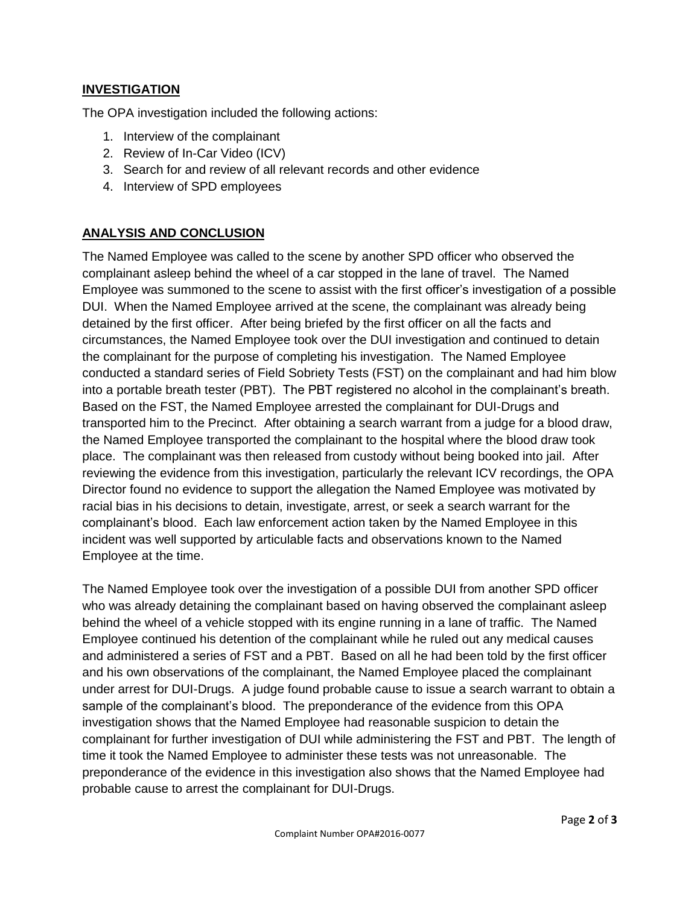## INVESTIGATION

The OPA investigation included the following actions:

1. Interview of the complainant
2. Review of In-Car Video (ICV)
3. Search for and review of all relevant records and other evidence
4. Interview of SPD employees

## ANALYSIS AND CONCLUSION

The Named Employee was called to the scene by another SPD officer who observed the complainant asleep behind the wheel of a car stopped in the lane of travel. The Named Employee was summoned to the scene to assist with the first officer's investigation of a possible DUI. When the Named Employee arrived at the scene, the complainant was already being detained by the first officer. After being briefed by the first officer on all the facts and circumstances, the Named Employee took over the DUI investigation and continued to detain the complainant for the purpose of completing his investigation. The Named Employee conducted a standard series of Field Sobriety Tests (FST) on the complainant and had him blow into a portable breath tester (PBT). The PBT registered no alcohol in the complainant's breath. Based on the FST, the Named Employee arrested the complainant for DUI-Drugs and transported him to the Precinct. After obtaining a search warrant from a judge for a blood draw, the Named Employee transported the complainant to the hospital where the blood draw took place. The complainant was then released from custody without being booked into jail. After reviewing the evidence from this investigation, particularly the relevant ICV recordings, the OPA Director found no evidence to support the allegation the Named Employee was motivated by racial bias in his decisions to detain, investigate, arrest, or seek a search warrant for the complainant's blood. Each law enforcement action taken by the Named Employee in this incident was well supported by articulable facts and observations known to the Named Employee at the time.

The Named Employee took over the investigation of a possible DUI from another SPD officer who was already detaining the complainant based on having observed the complainant asleep behind the wheel of a vehicle stopped with its engine running in a lane of traffic. The Named Employee continued his detention of the complainant while he ruled out any medical causes and administered a series of FST and a PBT. Based on all he had been told by the first officer and his own observations of the complainant, the Named Employee placed the complainant under arrest for DUI-Drugs. A judge found probable cause to issue a search warrant to obtain a sample of the complainant's blood. The preponderance of the evidence from this OPA investigation shows that the Named Employee had reasonable suspicion to detain the complainant for further investigation of DUI while administering the FST and PBT. The length of time it took the Named Employee to administer these tests was not unreasonable. The preponderance of the evidence in this investigation also shows that the Named Employee had probable cause to arrest the complainant for DUI-Drugs.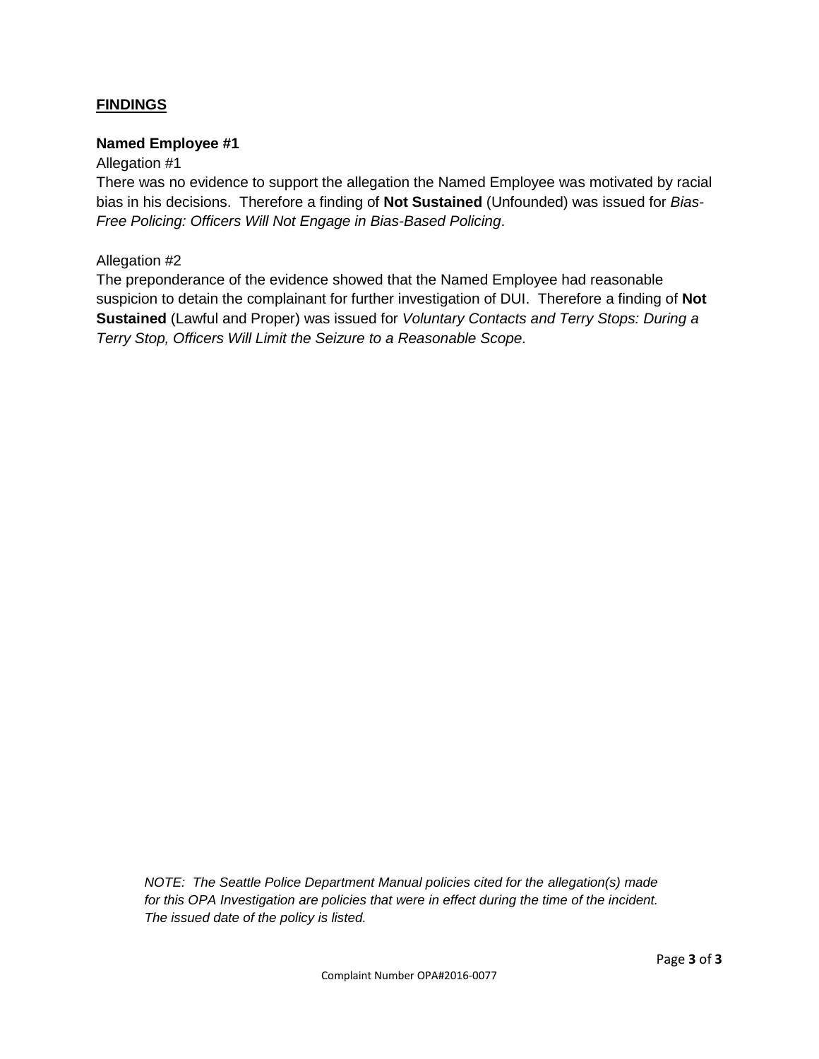## FINDINGS

**Named Employee #1**

Allegation #1

There was no evidence to support the allegation the Named Employee was motivated by racial bias in his decisions. Therefore a finding of **Not Sustained** (Unfounded) was issued for *Bias-Free Policing: Officers Will Not Engage in Bias-Based Policing*.

Allegation #2

The preponderance of the evidence showed that the Named Employee had reasonable suspicion to detain the complainant for further investigation of DUI. Therefore a finding of **Not Sustained** (Lawful and Proper) was issued for *Voluntary Contacts and Terry Stops: During a Terry Stop, Officers Will Limit the Seizure to a Reasonable Scope.*

*NOTE: The Seattle Police Department Manual policies cited for the allegation(s) made for this OPA Investigation are policies that were in effect during the time of the incident. The issued date of the policy is listed.*

Complaint Number OPA#2016-0077